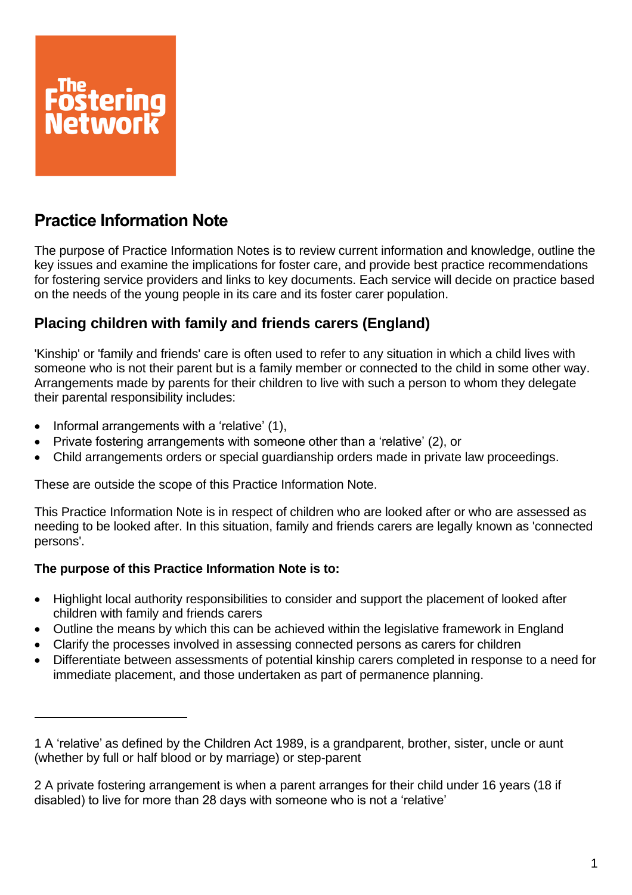# Practice Information Note

The purpose of Practice Information Notes is to review current information and knowledge, outline the key issues and examine the implications for foster care, and provide best practice recommendations for fostering service providers and links to key documents. Each service will decide on practice based on the needs of the young people in its care and its foster carer population.

## Placing children with family and friends carers (England)

'Kinship' or 'family and friends' care is often used to refer to any situation in which a child lives with someone who is not their parent but is a family member or connected to the child in some other way. Arrangements made by parents for their children to live with such a person to whom they delegate their parental responsibility includes:

- Informal arrangements with a 'relative' (1),
- Private fostering arrangements with someone other than a 'relative' (2), or
- Child arrangements orders or special guardianship orders made in private law proceedings.

These are outside the scope of this Practice Information Note.

This Practice Information Note is in respect of children who are looked after or who are assessed as needing to be looked after. In this situation, family and friends carers are legally known as 'connected persons'.

**The purpose of this Practice Information Note is to:**

- Highlight local authority responsibilities to consider and support the placement of looked after children with family and friends carers
- Outline the means by which this can be achieved within the legislative framework in England
- Clarify the processes involved in assessing connected persons as carers for children
- Differentiate between assessments of potential kinship carers completed in response to a need for immediate placement, and those undertaken as part of permanence planning.

---

1 A 'relative' as defined by the Children Act 1989, is a grandparent, brother, sister, uncle or aunt (whether by full or half blood or by marriage) or step-parent

2 A private fostering arrangement is when a parent arranges for their child under 16 years (18 if disabled) to live for more than 28 days with someone who is not a 'relative'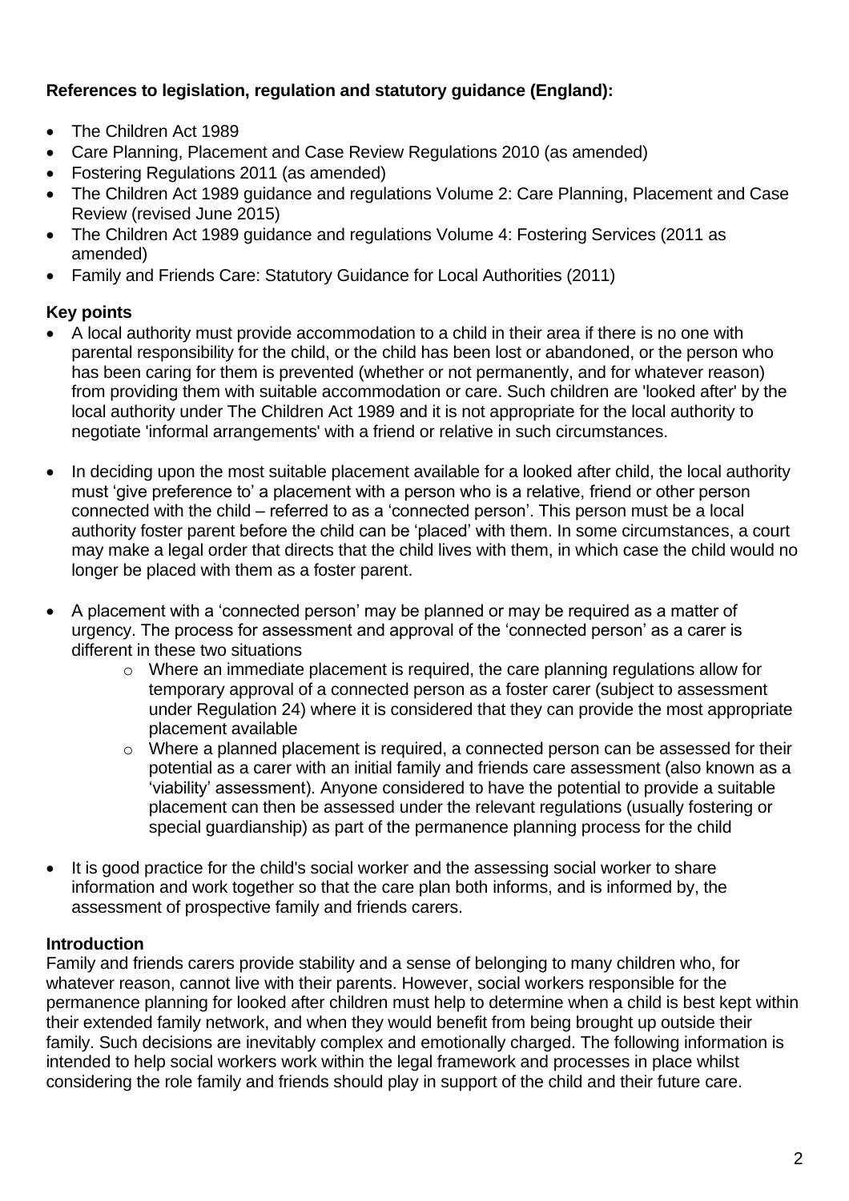**References to legislation, regulation and statutory guidance (England):**

- The Children Act 1989
- Care Planning, Placement and Case Review Regulations 2010 (as amended)
- Fostering Regulations 2011 (as amended)
- The Children Act 1989 guidance and regulations Volume 2: Care Planning, Placement and Case Review (revised June 2015)
- The Children Act 1989 guidance and regulations Volume 4: Fostering Services (2011 as amended)
- Family and Friends Care: Statutory Guidance for Local Authorities (2011)

**Key points**

- A local authority must provide accommodation to a child in their area if there is no one with parental responsibility for the child, or the child has been lost or abandoned, or the person who has been caring for them is prevented (whether or not permanently, and for whatever reason) from providing them with suitable accommodation or care. Such children are 'looked after' by the local authority under The Children Act 1989 and it is not appropriate for the local authority to negotiate 'informal arrangements' with a friend or relative in such circumstances.

- In deciding upon the most suitable placement available for a looked after child, the local authority must 'give preference to' a placement with a person who is a relative, friend or other person connected with the child – referred to as a 'connected person'. This person must be a local authority foster parent before the child can be 'placed' with them. In some circumstances, a court may make a legal order that directs that the child lives with them, in which case the child would no longer be placed with them as a foster parent.

- A placement with a 'connected person' may be planned or may be required as a matter of urgency. The process for assessment and approval of the 'connected person' as a carer is different in these two situations
    - Where an immediate placement is required, the care planning regulations allow for temporary approval of a connected person as a foster carer (subject to assessment under Regulation 24) where it is considered that they can provide the most appropriate placement available
    - Where a planned placement is required, a connected person can be assessed for their potential as a carer with an initial family and friends care assessment (also known as a 'viability' assessment). Anyone considered to have the potential to provide a suitable placement can then be assessed under the relevant regulations (usually fostering or special guardianship) as part of the permanence planning process for the child

- It is good practice for the child's social worker and the assessing social worker to share information and work together so that the care plan both informs, and is informed by, the assessment of prospective family and friends carers.

**Introduction**

Family and friends carers provide stability and a sense of belonging to many children who, for whatever reason, cannot live with their parents. However, social workers responsible for the permanence planning for looked after children must help to determine when a child is best kept within their extended family network, and when they would benefit from being brought up outside their family. Such decisions are inevitably complex and emotionally charged. The following information is intended to help social workers work within the legal framework and processes in place whilst considering the role family and friends should play in support of the child and their future care.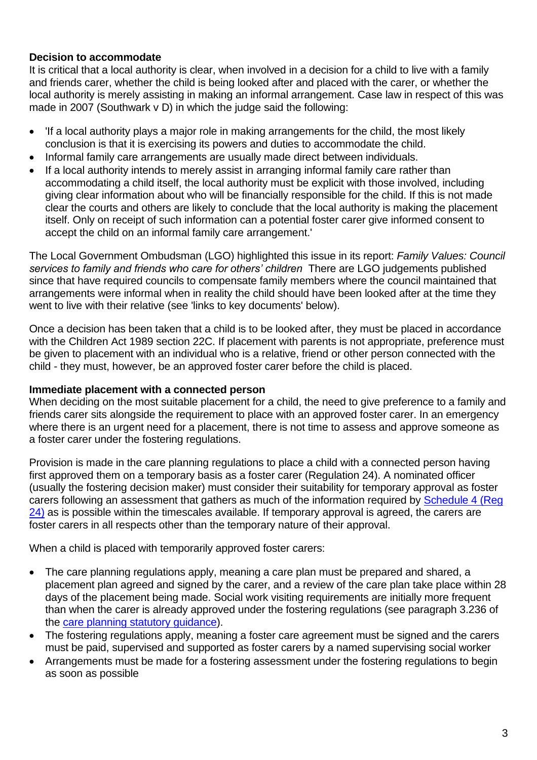**Decision to accommodate**

It is critical that a local authority is clear, when involved in a decision for a child to live with a family and friends carer, whether the child is being looked after and placed with the carer, or whether the local authority is merely assisting in making an informal arrangement. Case law in respect of this was made in 2007 (Southwark v D) in which the judge said the following:

- 'If a local authority plays a major role in making arrangements for the child, the most likely conclusion is that it is exercising its powers and duties to accommodate the child.
- Informal family care arrangements are usually made direct between individuals.
- If a local authority intends to merely assist in arranging informal family care rather than accommodating a child itself, the local authority must be explicit with those involved, including giving clear information about who will be financially responsible for the child. If this is not made clear the courts and others are likely to conclude that the local authority is making the placement itself. Only on receipt of such information can a potential foster carer give informed consent to accept the child on an informal family care arrangement.'

The Local Government Ombudsman (LGO) highlighted this issue in its report: *Family Values: Council services to family and friends who care for others' children* There are LGO judgements published since that have required councils to compensate family members where the council maintained that arrangements were informal when in reality the child should have been looked after at the time they went to live with their relative (see 'links to key documents' below).

Once a decision has been taken that a child is to be looked after, they must be placed in accordance with the Children Act 1989 section 22C. If placement with parents is not appropriate, preference must be given to placement with an individual who is a relative, friend or other person connected with the child - they must, however, be an approved foster carer before the child is placed.

**Immediate placement with a connected person**

When deciding on the most suitable placement for a child, the need to give preference to a family and friends carer sits alongside the requirement to place with an approved foster carer. In an emergency where there is an urgent need for a placement, there is not time to assess and approve someone as a foster carer under the fostering regulations.

Provision is made in the care planning regulations to place a child with a connected person having first approved them on a temporary basis as a foster carer (Regulation 24). A nominated officer (usually the fostering decision maker) must consider their suitability for temporary approval as foster carers following an assessment that gathers as much of the information required by Schedule 4 (Reg 24) as is possible within the timescales available. If temporary approval is agreed, the carers are foster carers in all respects other than the temporary nature of their approval.

When a child is placed with temporarily approved foster carers:

- The care planning regulations apply, meaning a care plan must be prepared and shared, a placement plan agreed and signed by the carer, and a review of the care plan take place within 28 days of the placement being made. Social work visiting requirements are initially more frequent than when the carer is already approved under the fostering regulations (see paragraph 3.236 of the care planning statutory guidance).
- The fostering regulations apply, meaning a foster care agreement must be signed and the carers must be paid, supervised and supported as foster carers by a named supervising social worker
- Arrangements must be made for a fostering assessment under the fostering regulations to begin as soon as possible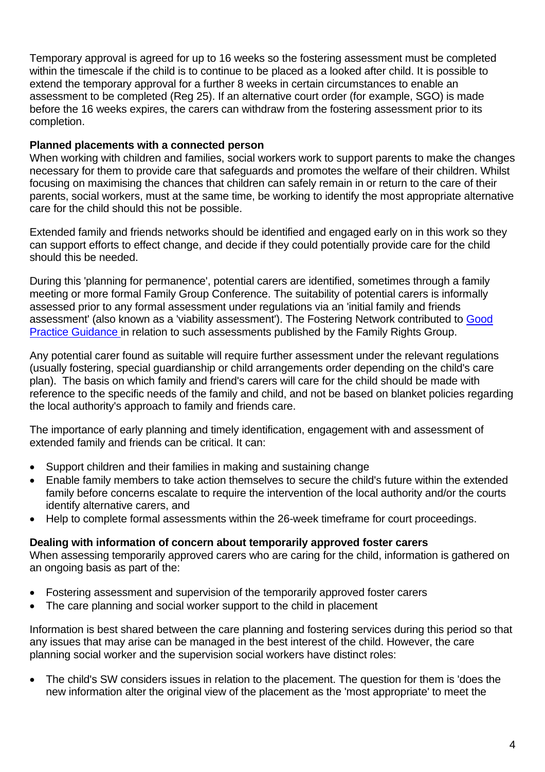Temporary approval is agreed for up to 16 weeks so the fostering assessment must be completed within the timescale if the child is to continue to be placed as a looked after child. It is possible to extend the temporary approval for a further 8 weeks in certain circumstances to enable an assessment to be completed (Reg 25). If an alternative court order (for example, SGO) is made before the 16 weeks expires, the carers can withdraw from the fostering assessment prior to its completion.

**Planned placements with a connected person**

When working with children and families, social workers work to support parents to make the changes necessary for them to provide care that safeguards and promotes the welfare of their children. Whilst focusing on maximising the chances that children can safely remain in or return to the care of their parents, social workers, must at the same time, be working to identify the most appropriate alternative care for the child should this not be possible.

Extended family and friends networks should be identified and engaged early on in this work so they can support efforts to effect change, and decide if they could potentially provide care for the child should this be needed.

During this 'planning for permanence', potential carers are identified, sometimes through a family meeting or more formal Family Group Conference. The suitability of potential carers is informally assessed prior to any formal assessment under regulations via an 'initial family and friends assessment' (also known as a 'viability assessment'). The Fostering Network contributed to [Good Practice Guidance](Good Practice Guidance) in relation to such assessments published by the Family Rights Group.

Any potential carer found as suitable will require further assessment under the relevant regulations (usually fostering, special guardianship or child arrangements order depending on the child's care plan). The basis on which family and friend's carers will care for the child should be made with reference to the specific needs of the family and child, and not be based on blanket policies regarding the local authority's approach to family and friends care.

The importance of early planning and timely identification, engagement with and assessment of extended family and friends can be critical. It can:

- Support children and their families in making and sustaining change
- Enable family members to take action themselves to secure the child's future within the extended family before concerns escalate to require the intervention of the local authority and/or the courts identify alternative carers, and
- Help to complete formal assessments within the 26-week timeframe for court proceedings.

**Dealing with information of concern about temporarily approved foster carers**

When assessing temporarily approved carers who are caring for the child, information is gathered on an ongoing basis as part of the:

- Fostering assessment and supervision of the temporarily approved foster carers
- The care planning and social worker support to the child in placement

Information is best shared between the care planning and fostering services during this period so that any issues that may arise can be managed in the best interest of the child. However, the care planning social worker and the supervision social workers have distinct roles:

- The child's SW considers issues in relation to the placement. The question for them is 'does the new information alter the original view of the placement as the 'most appropriate' to meet the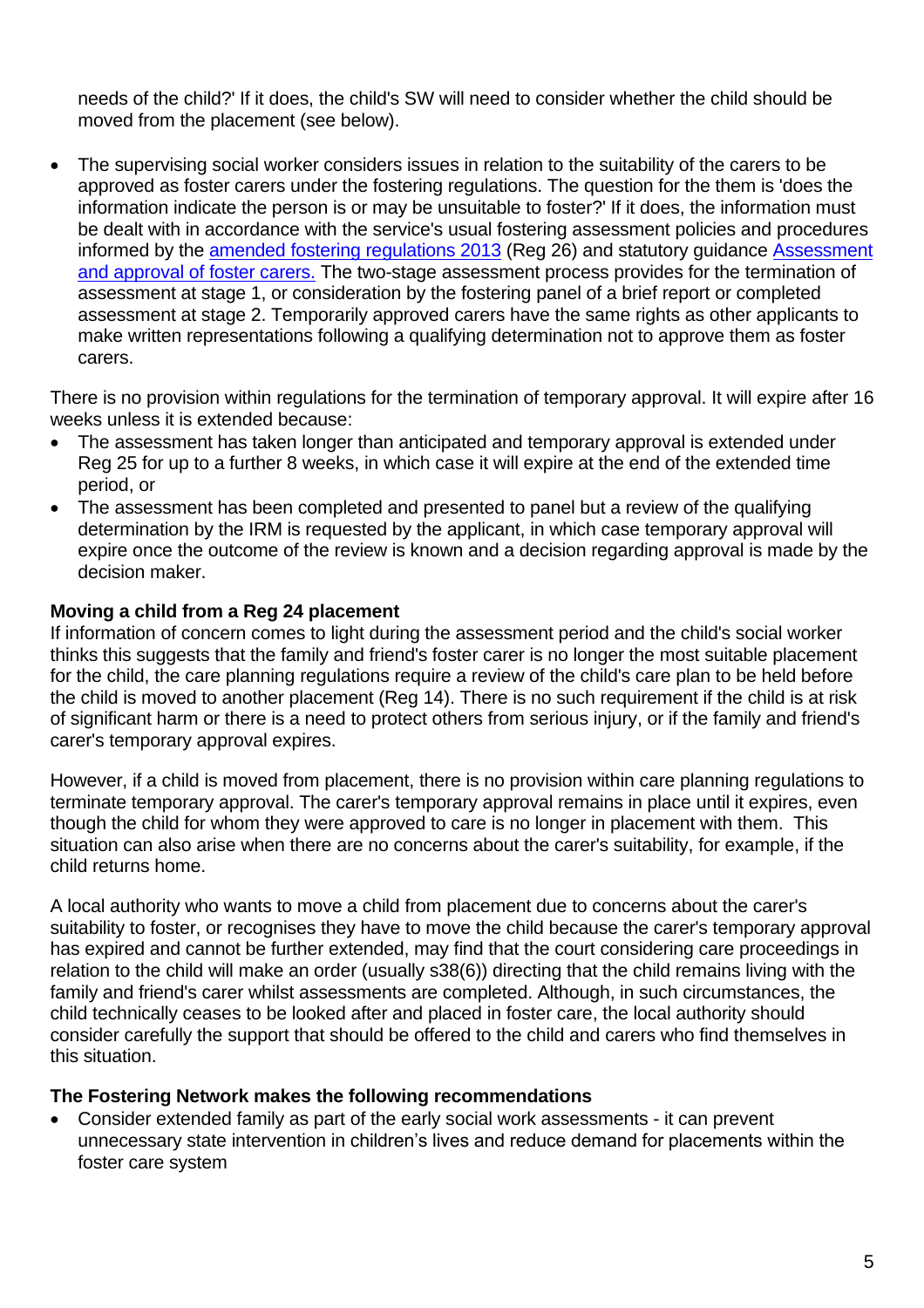needs of the child?' If it does, the child's SW will need to consider whether the child should be moved from the placement (see below).

- The supervising social worker considers issues in relation to the suitability of the carers to be approved as foster carers under the fostering regulations. The question for the them is 'does the information indicate the person is or may be unsuitable to foster?' If it does, the information must be dealt with in accordance with the service's usual fostering assessment policies and procedures informed by the [amended fostering regulations 2013](#) (Reg 26) and statutory guidance [Assessment and approval of foster carers.](#) The two-stage assessment process provides for the termination of assessment at stage 1, or consideration by the fostering panel of a brief report or completed assessment at stage 2. Temporarily approved carers have the same rights as other applicants to make written representations following a qualifying determination not to approve them as foster carers.

There is no provision within regulations for the termination of temporary approval. It will expire after 16 weeks unless it is extended because:

- The assessment has taken longer than anticipated and temporary approval is extended under Reg 25 for up to a further 8 weeks, in which case it will expire at the end of the extended time period, or
- The assessment has been completed and presented to panel but a review of the qualifying determination by the IRM is requested by the applicant, in which case temporary approval will expire once the outcome of the review is known and a decision regarding approval is made by the decision maker.

**Moving a child from a Reg 24 placement**

If information of concern comes to light during the assessment period and the child's social worker thinks this suggests that the family and friend's foster carer is no longer the most suitable placement for the child, the care planning regulations require a review of the child's care plan to be held before the child is moved to another placement (Reg 14). There is no such requirement if the child is at risk of significant harm or there is a need to protect others from serious injury, or if the family and friend's carer's temporary approval expires.

However, if a child is moved from placement, there is no provision within care planning regulations to terminate temporary approval. The carer's temporary approval remains in place until it expires, even though the child for whom they were approved to care is no longer in placement with them. This situation can also arise when there are no concerns about the carer's suitability, for example, if the child returns home.

A local authority who wants to move a child from placement due to concerns about the carer's suitability to foster, or recognises they have to move the child because the carer's temporary approval has expired and cannot be further extended, may find that the court considering care proceedings in relation to the child will make an order (usually s38(6)) directing that the child remains living with the family and friend's carer whilst assessments are completed. Although, in such circumstances, the child technically ceases to be looked after and placed in foster care, the local authority should consider carefully the support that should be offered to the child and carers who find themselves in this situation.

**The Fostering Network makes the following recommendations**

- Consider extended family as part of the early social work assessments - it can prevent unnecessary state intervention in children's lives and reduce demand for placements within the foster care system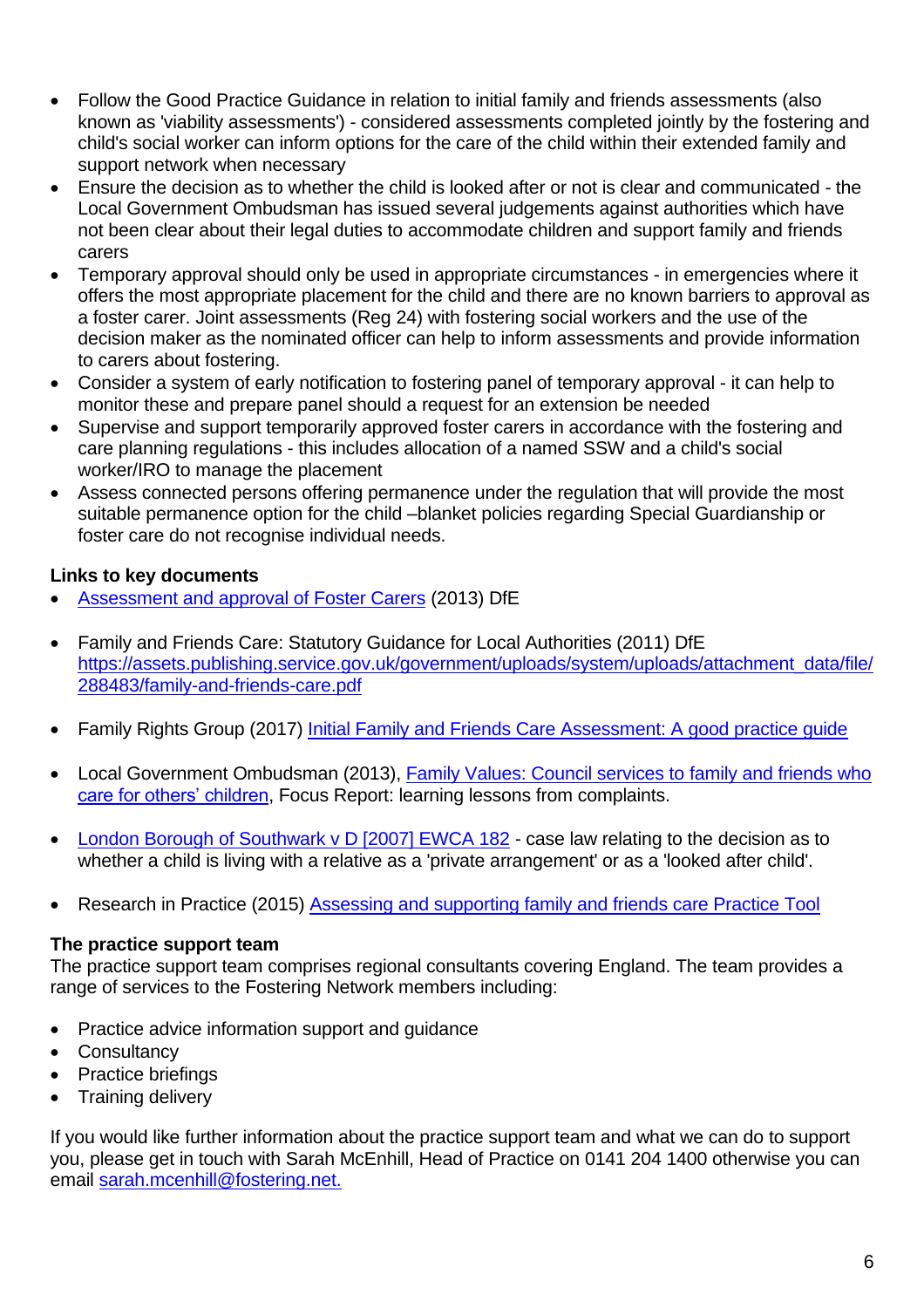- Follow the Good Practice Guidance in relation to initial family and friends assessments (also known as 'viability assessments') - considered assessments completed jointly by the fostering and child's social worker can inform options for the care of the child within their extended family and support network when necessary
- Ensure the decision as to whether the child is looked after or not is clear and communicated - the Local Government Ombudsman has issued several judgements against authorities which have not been clear about their legal duties to accommodate children and support family and friends carers
- Temporary approval should only be used in appropriate circumstances - in emergencies where it offers the most appropriate placement for the child and there are no known barriers to approval as a foster carer. Joint assessments (Reg 24) with fostering social workers and the use of the decision maker as the nominated officer can help to inform assessments and provide information to carers about fostering.
- Consider a system of early notification to fostering panel of temporary approval - it can help to monitor these and prepare panel should a request for an extension be needed
- Supervise and support temporarily approved foster carers in accordance with the fostering and care planning regulations - this includes allocation of a named SSW and a child's social worker/IRO to manage the placement
- Assess connected persons offering permanence under the regulation that will provide the most suitable permanence option for the child –blanket policies regarding Special Guardianship or foster care do not recognise individual needs.

**Links to key documents**

- Assessment and approval of Foster Carers (2013) DfE
- Family and Friends Care: Statutory Guidance for Local Authorities (2011) DfE https://assets.publishing.service.gov.uk/government/uploads/system/uploads/attachment_data/file/288483/family-and-friends-care.pdf
- Family Rights Group (2017) Initial Family and Friends Care Assessment: A good practice guide
- Local Government Ombudsman (2013), Family Values: Council services to family and friends who care for others' children, Focus Report: learning lessons from complaints.
- London Borough of Southwark v D [2007] EWCA 182 - case law relating to the decision as to whether a child is living with a relative as a 'private arrangement' or as a 'looked after child'.
- Research in Practice (2015) Assessing and supporting family and friends care Practice Tool

**The practice support team**

The practice support team comprises regional consultants covering England. The team provides a range of services to the Fostering Network members including:

- Practice advice information support and guidance
- Consultancy
- Practice briefings
- Training delivery

If you would like further information about the practice support team and what we can do to support you, please get in touch with Sarah McEnhill, Head of Practice on 0141 204 1400 otherwise you can email sarah.mcenhill@fostering.net.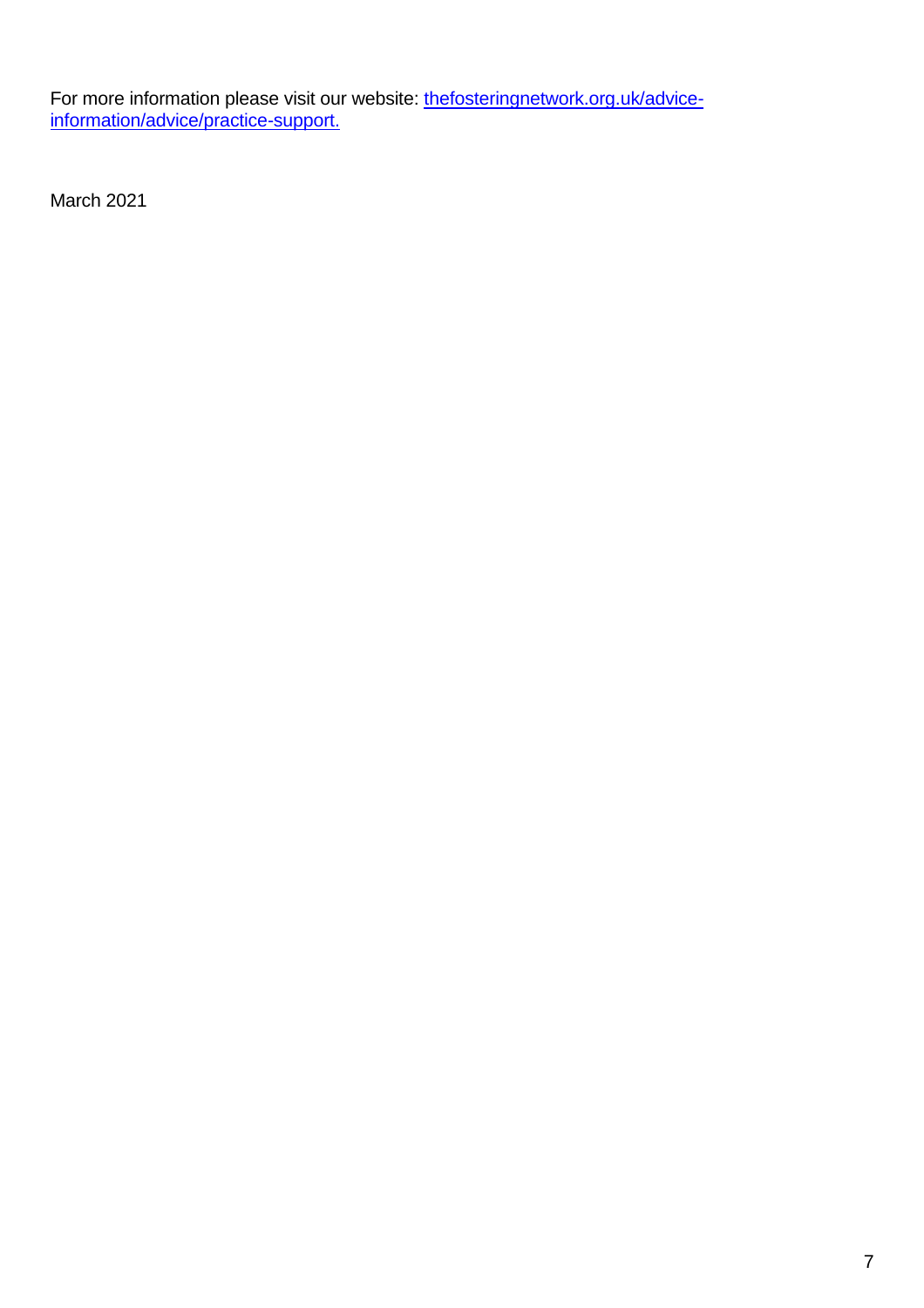For more information please visit our website: [thefosteringnetwork.org.uk/advice-information/advice/practice-support.](https://thefosteringnetwork.org.uk/advice-information/advice/practice-support)

March 2021